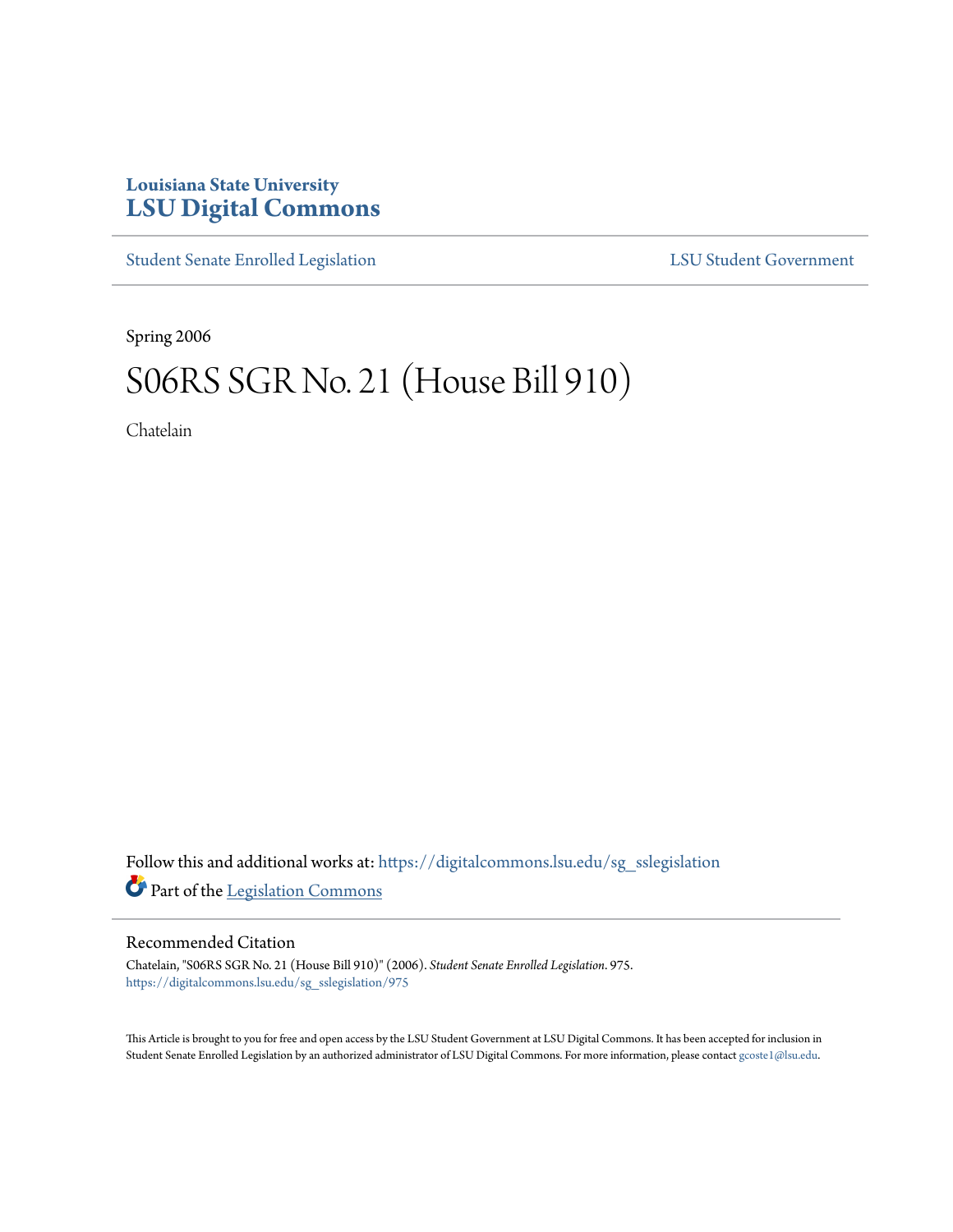**Louisiana State University**
**LSU Digital Commons**

Student Senate Enrolled Legislation | LSU Student Government

Spring 2006

# S06RS SGR No. 21 (House Bill 910)

Chatelain

Follow this and additional works at: https://digitalcommons.lsu.edu/sg_sslegislation

Part of the Legislation Commons

## Recommended Citation

Chatelain, "S06RS SGR No. 21 (House Bill 910)" (2006). *Student Senate Enrolled Legislation*. 975.
https://digitalcommons.lsu.edu/sg_sslegislation/975

This Article is brought to you for free and open access by the LSU Student Government at LSU Digital Commons. It has been accepted for inclusion in Student Senate Enrolled Legislation by an authorized administrator of LSU Digital Commons. For more information, please contact gcoste1@lsu.edu.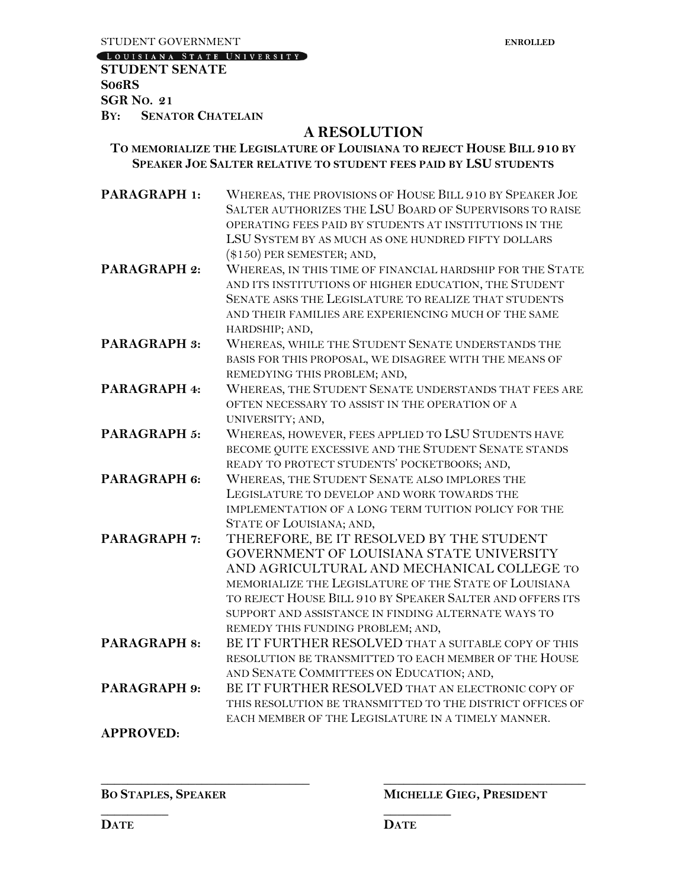STUDENT GOVERNMENT **ENROLLED**

LOUISIANA STATE UNIVERSITY

**STUDENT SENATE**
**S06RS**
**SGR NO. 21**
**BY: SENATOR CHATELAIN**

# A RESOLUTION

**TO MEMORIALIZE THE LEGISLATURE OF LOUISIANA TO REJECT HOUSE BILL 910 BY SPEAKER JOE SALTER RELATIVE TO STUDENT FEES PAID BY LSU STUDENTS**

**PARAGRAPH 1:** WHEREAS, THE PROVISIONS OF HOUSE BILL 910 BY SPEAKER JOE SALTER AUTHORIZES THE LSU BOARD OF SUPERVISORS TO RAISE OPERATING FEES PAID BY STUDENTS AT INSTITUTIONS IN THE LSU SYSTEM BY AS MUCH AS ONE HUNDRED FIFTY DOLLARS ($150) PER SEMESTER; AND,

**PARAGRAPH 2:** WHEREAS, IN THIS TIME OF FINANCIAL HARDSHIP FOR THE STATE AND ITS INSTITUTIONS OF HIGHER EDUCATION, THE STUDENT SENATE ASKS THE LEGISLATURE TO REALIZE THAT STUDENTS AND THEIR FAMILIES ARE EXPERIENCING MUCH OF THE SAME HARDSHIP; AND,

**PARAGRAPH 3:** WHEREAS, WHILE THE STUDENT SENATE UNDERSTANDS THE BASIS FOR THIS PROPOSAL, WE DISAGREE WITH THE MEANS OF REMEDYING THIS PROBLEM; AND,

**PARAGRAPH 4:** WHEREAS, THE STUDENT SENATE UNDERSTANDS THAT FEES ARE OFTEN NECESSARY TO ASSIST IN THE OPERATION OF A UNIVERSITY; AND,

**PARAGRAPH 5:** WHEREAS, HOWEVER, FEES APPLIED TO LSU STUDENTS HAVE BECOME QUITE EXCESSIVE AND THE STUDENT SENATE STANDS READY TO PROTECT STUDENTS' POCKETBOOKS; AND,

**PARAGRAPH 6:** WHEREAS, THE STUDENT SENATE ALSO IMPLORES THE LEGISLATURE TO DEVELOP AND WORK TOWARDS THE IMPLEMENTATION OF A LONG TERM TUITION POLICY FOR THE STATE OF LOUISIANA; AND,

**PARAGRAPH 7:** THEREFORE, BE IT RESOLVED BY THE STUDENT GOVERNMENT OF LOUISIANA STATE UNIVERSITY AND AGRICULTURAL AND MECHANICAL COLLEGE TO MEMORIALIZE THE LEGISLATURE OF THE STATE OF LOUISIANA TO REJECT HOUSE BILL 910 BY SPEAKER SALTER AND OFFERS ITS SUPPORT AND ASSISTANCE IN FINDING ALTERNATE WAYS TO REMEDY THIS FUNDING PROBLEM; AND,

**PARAGRAPH 8:** BE IT FURTHER RESOLVED THAT A SUITABLE COPY OF THIS RESOLUTION BE TRANSMITTED TO EACH MEMBER OF THE HOUSE AND SENATE COMMITTEES ON EDUCATION; AND,

**PARAGRAPH 9:** BE IT FURTHER RESOLVED THAT AN ELECTRONIC COPY OF THIS RESOLUTION BE TRANSMITTED TO THE DISTRICT OFFICES OF EACH MEMBER OF THE LEGISLATURE IN A TIMELY MANNER.

**APPROVED:**

______________________________ ______________________________
**BO STAPLES, SPEAKER** **MICHELLE GIEG, PRESIDENT**

__________ __________
**DATE** **DATE**